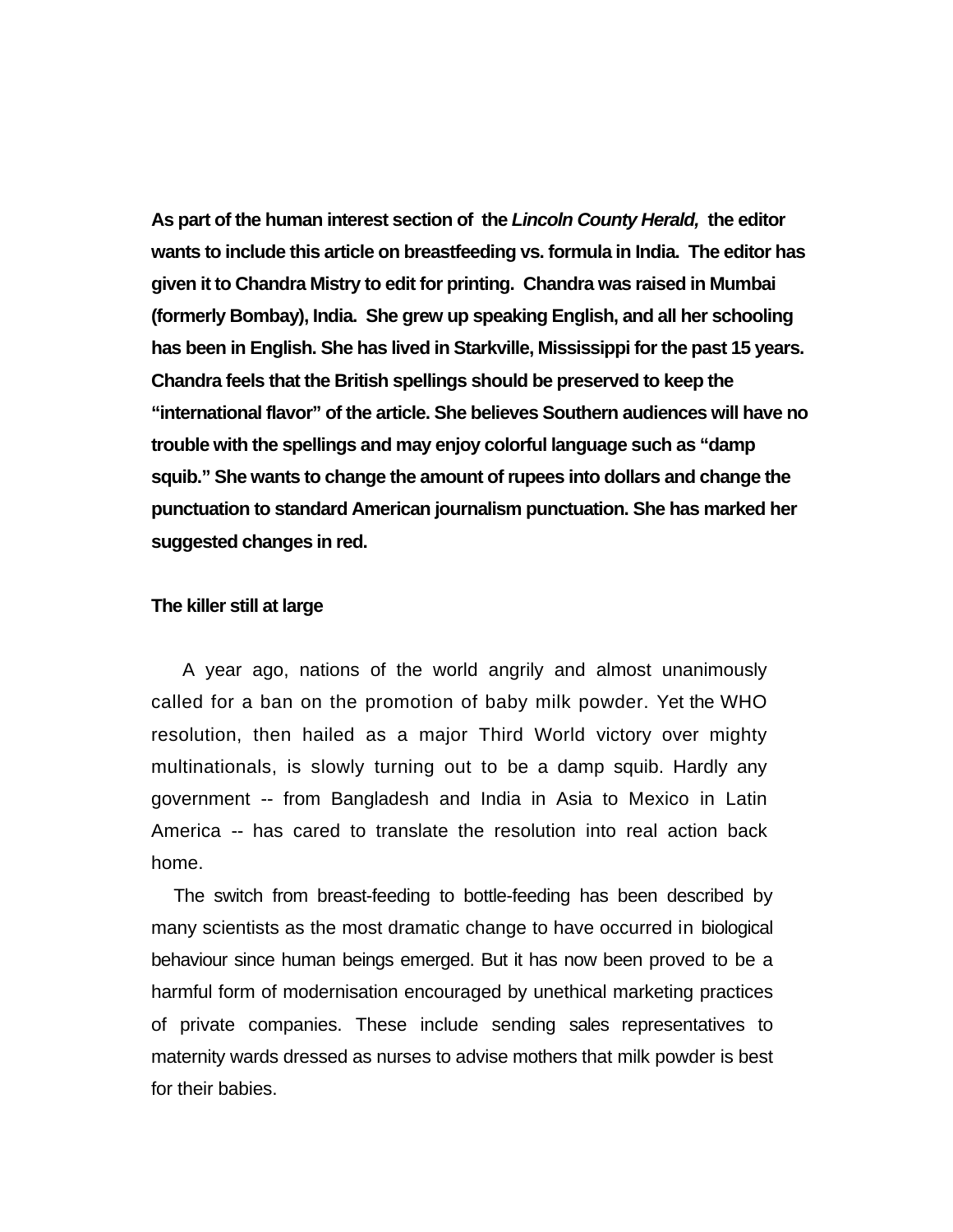**As part of the human interest section of the *Lincoln County Herald,* the editor wants to include this article on breastfeeding vs. formula in India. The editor has given it to Chandra Mistry to edit for printing. Chandra was raised in Mumbai (formerly Bombay), India. She grew up speaking English, and all her schooling has been in English. She has lived in Starkville, Mississippi for the past 15 years. Chandra feels that the British spellings should be preserved to keep the "international flavor" of the article. She believes Southern audiences will have no trouble with the spellings and may enjoy colorful language such as "damp squib." She wants to change the amount of rupees into dollars and change the punctuation to standard American journalism punctuation. She has marked her suggested changes in red.**

**The killer still at large**

A year ago, nations of the world angrily and almost unanimously called for a ban on the promotion of baby milk powder. Yet the WHO resolution, then hailed as a major Third World victory over mighty multinationals, is slowly turning out to be a damp squib. Hardly any government -- from Bangladesh and India in Asia to Mexico in Latin America -- has cared to translate the resolution into real action back home.

The switch from breast-feeding to bottle-feeding has been described by many scientists as the most dramatic change to have occurred in biological behaviour since human beings emerged. But it has now been proved to be a harmful form of modernisation encouraged by unethical marketing practices of private companies. These include sending sales representatives to maternity wards dressed as nurses to advise mothers that milk powder is best for their babies.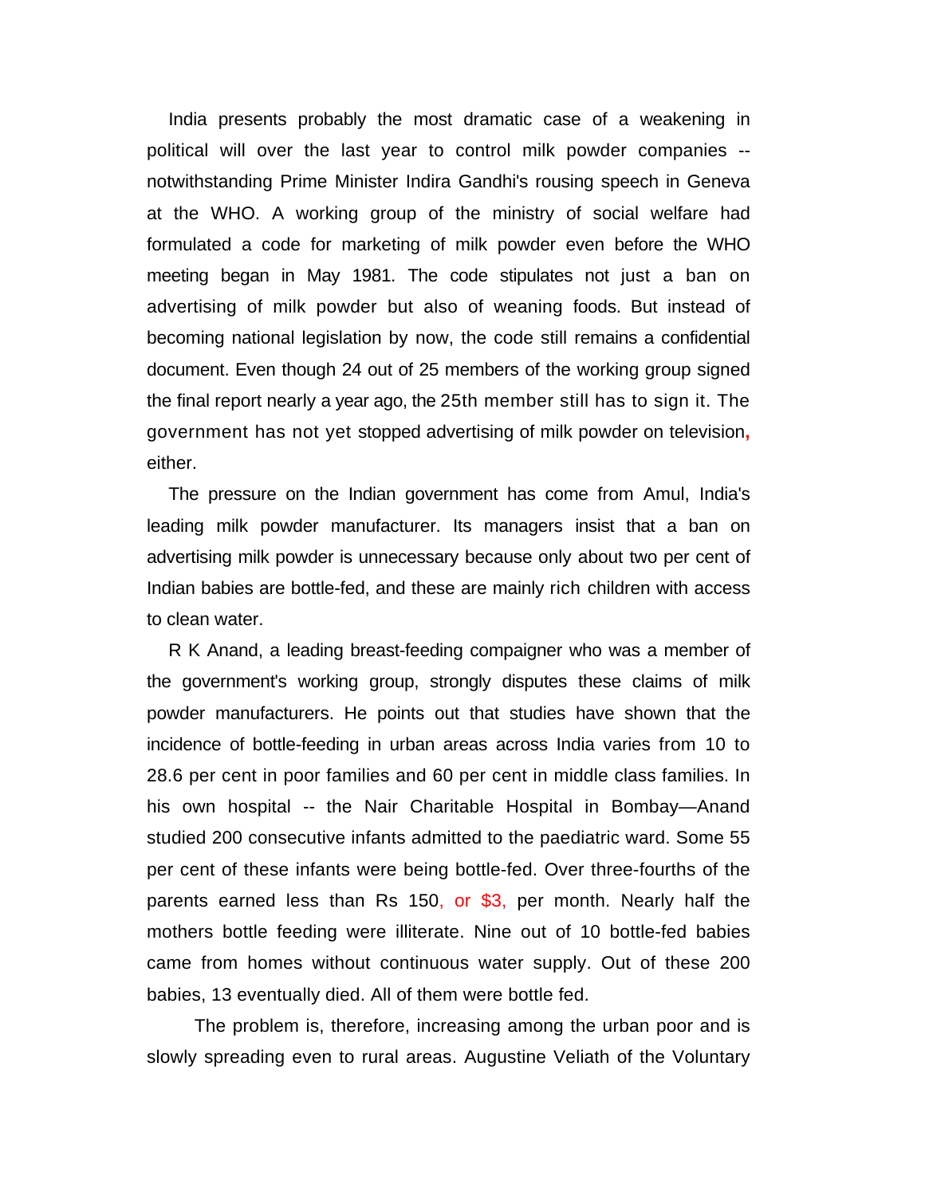India presents probably the most dramatic case of a weakening in political will over the last year to control milk powder companies -- notwithstanding Prime Minister Indira Gandhi's rousing speech in Geneva at the WHO. A working group of the ministry of social welfare had formulated a code for marketing of milk powder even before the WHO meeting began in May 1981. The code stipulates not just a ban on advertising of milk powder but also of weaning foods. But instead of becoming national legislation by now, the code still remains a confidential document. Even though 24 out of 25 members of the working group signed the final report nearly a year ago, the 25th member still has to sign it. The government has not yet stopped advertising of milk powder on television, either.

The pressure on the Indian government has come from Amul, India's leading milk powder manufacturer. Its managers insist that a ban on advertising milk powder is unnecessary because only about two per cent of Indian babies are bottle-fed, and these are mainly rich children with access to clean water.

R K Anand, a leading breast-feeding compaigner who was a member of the government's working group, strongly disputes these claims of milk powder manufacturers. He points out that studies have shown that the incidence of bottle-feeding in urban areas across India varies from 10 to 28.6 per cent in poor families and 60 per cent in middle class families. In his own hospital -- the Nair Charitable Hospital in Bombay—Anand studied 200 consecutive infants admitted to the paediatric ward. Some 55 per cent of these infants were being bottle-fed. Over three-fourths of the parents earned less than Rs 150, or $3, per month. Nearly half the mothers bottle feeding were illiterate. Nine out of 10 bottle-fed babies came from homes without continuous water supply. Out of these 200 babies, 13 eventually died. All of them were bottle fed.

The problem is, therefore, increasing among the urban poor and is slowly spreading even to rural areas. Augustine Veliath of the Voluntary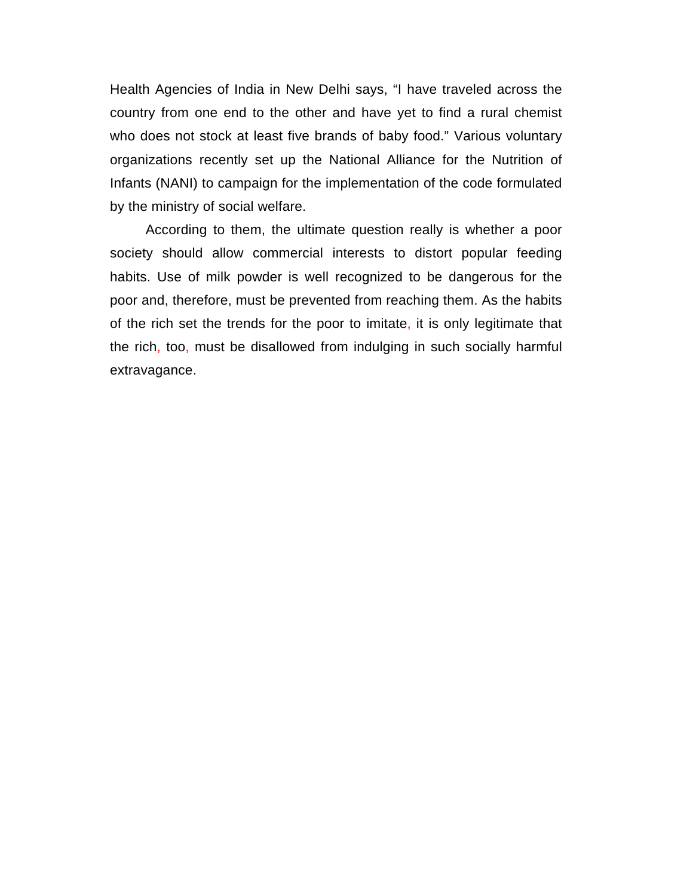Health Agencies of India in New Delhi says, “I have traveled across the country from one end to the other and have yet to find a rural chemist who does not stock at least five brands of baby food.” Various voluntary organizations recently set up the National Alliance for the Nutrition of Infants (NANI) to campaign for the implementation of the code formulated by the ministry of social welfare.

According to them, the ultimate question really is whether a poor society should allow commercial interests to distort popular feeding habits. Use of milk powder is well recognized to be dangerous for the poor and, therefore, must be prevented from reaching them. As the habits of the rich set the trends for the poor to imitate, it is only legitimate that the rich, too, must be disallowed from indulging in such socially harmful extravagance.